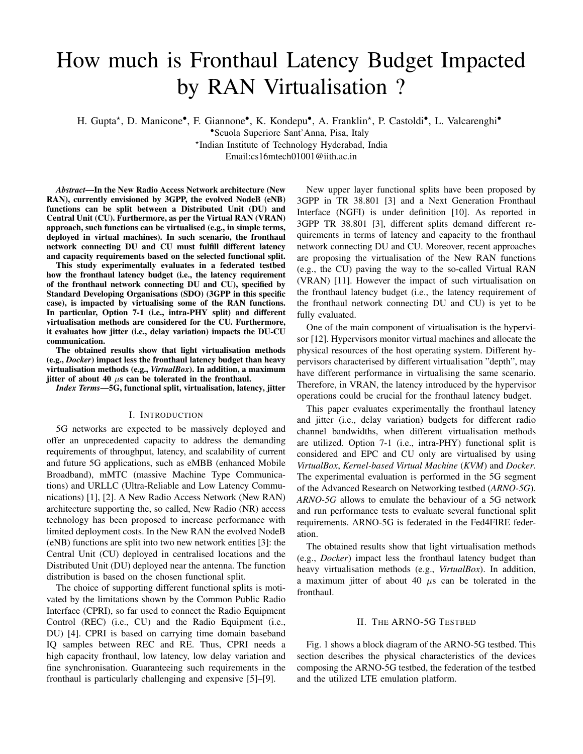# How much is Fronthaul Latency Budget Impacted by RAN Virtualisation ?

H. Gupta[⋆], D. Manicone[•], F. Giannone[•], K. Kondepu[•], A. Franklin[⋆], P. Castoldi[•], L. Valcarenghi[•]

[•]Scuola Superiore Sant'Anna, Pisa, Italy

[⋆]Indian Institute of Technology Hyderabad, India

Email:cs16mtech01001@iith.ac.in

***Abstract*—In the New Radio Access Network architecture (New RAN), currently envisioned by 3GPP, the evolved NodeB (eNB) functions can be split between a Distributed Unit (DU) and Central Unit (CU). Furthermore, as per the Virtual RAN (VRAN) approach, such functions can be virtualised (e.g., in simple terms, deployed in virtual machines). In such scenario, the fronthaul network connecting DU and CU must fulfill different latency and capacity requirements based on the selected functional split.**

**This study experimentally evaluates in a federated testbed how the fronthaul latency budget (i.e., the latency requirement of the fronthaul network connecting DU and CU), specified by Standard Developing Organisations (SDO) (3GPP in this specific case), is impacted by virtualising some of the RAN functions. In particular, Option 7-1 (i.e., intra-PHY split) and different virtualisation methods are considered for the CU. Furthermore, it evaluates how jitter (i.e., delay variation) impacts the DU-CU communication.**

**The obtained results show that light virtualisation methods (e.g., *Docker*) impact less the fronthaul latency budget than heavy virtualisation methods (e.g., *VirtualBox*). In addition, a maximum jitter of about 40 $\mu$s can be tolerated in the fronthaul.**

***Index Terms*—5G, functional split, virtualisation, latency, jitter**

## I. Introduction

5G networks are expected to be massively deployed and offer an unprecedented capacity to address the demanding requirements of throughput, latency, and scalability of current and future 5G applications, such as eMBB (enhanced Mobile Broadband), mMTC (massive Machine Type Communications) and URLLC (Ultra-Reliable and Low Latency Communications) [1], [2]. A New Radio Access Network (New RAN) architecture supporting the, so called, New Radio (NR) access technology has been proposed to increase performance with limited deployment costs. In the New RAN the evolved NodeB (eNB) functions are split into two new network entities [3]: the Central Unit (CU) deployed in centralised locations and the Distributed Unit (DU) deployed near the antenna. The function distribution is based on the chosen functional split.

The choice of supporting different functional splits is motivated by the limitations shown by the Common Public Radio Interface (CPRI), so far used to connect the Radio Equipment Control (REC) (i.e., CU) and the Radio Equipment (i.e., DU) [4]. CPRI is based on carrying time domain baseband IQ samples between REC and RE. Thus, CPRI needs a high capacity fronthaul, low latency, low delay variation and fine synchronisation. Guaranteeing such requirements in the fronthaul is particularly challenging and expensive [5]–[9].

New upper layer functional splits have been proposed by 3GPP in TR 38.801 [3] and a Next Generation Fronthaul Interface (NGFI) is under definition [10]. As reported in 3GPP TR 38.801 [3], different splits demand different requirements in terms of latency and capacity to the fronthaul network connecting DU and CU. Moreover, recent approaches are proposing the virtualisation of the New RAN functions (e.g., the CU) paving the way to the so-called Virtual RAN (VRAN) [11]. However the impact of such virtualisation on the fronthaul latency budget (i.e., the latency requirement of the fronthaul network connecting DU and CU) is yet to be fully evaluated.

One of the main component of virtualisation is the hypervisor [12]. Hypervisors monitor virtual machines and allocate the physical resources of the host operating system. Different hypervisors characterised by different virtualisation "depth", may have different performance in virtualising the same scenario. Therefore, in VRAN, the latency introduced by the hypervisor operations could be crucial for the fronthaul latency budget.

This paper evaluates experimentally the fronthaul latency and jitter (i.e., delay variation) budgets for different radio channel bandwidths, when different virtualisation methods are utilized. Option 7-1 (i.e., intra-PHY) functional split is considered and EPC and CU only are virtualised by using *VirtualBox*, *Kernel-based Virtual Machine* (*KVM*) and *Docker*. The experimental evaluation is performed in the 5G segment of the Advanced Research on Networking testbed (*ARNO-5G*). *ARNO-5G* allows to emulate the behaviour of a 5G network and run performance tests to evaluate several functional split requirements. ARNO-5G is federated in the Fed4FIRE federation.

The obtained results show that light virtualisation methods (e.g., *Docker*) impact less the fronthaul latency budget than heavy virtualisation methods (e.g., *VirtualBox*). In addition, a maximum jitter of about 40 $\mu$s can be tolerated in the fronthaul.

## II. The ARNO-5G Testbed

Fig. 1 shows a block diagram of the ARNO-5G testbed. This section describes the physical characteristics of the devices composing the ARNO-5G testbed, the federation of the testbed and the utilized LTE emulation platform.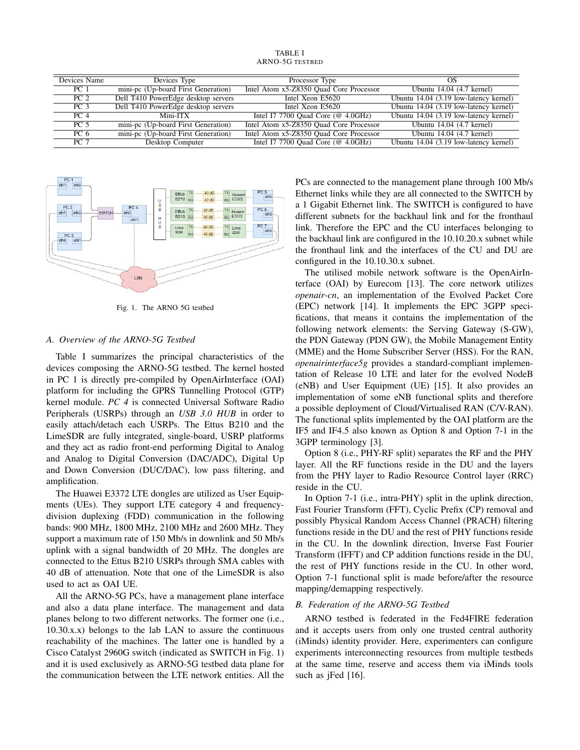TABLE I
ARNO-5G TESTBED

| Devices Name | Devices Type | Processor Type | OS |
|---|---|---|---|
| PC 1 | mini-pc (Up-board First Generation) | Intel Atom x5-Z8350 Quad Core Processor | Ubuntu 14.04 (4.7 kernel) |
| PC 2 | Dell T410 PowerEdge desktop servers | Intel Xeon E5620 | Ubuntu 14.04 (3.19 low-latency kernel) |
| PC 3 | Dell T410 PowerEdge desktop servers | Intel Xeon E5620 | Ubuntu 14.04 (3.19 low-latency kernel) |
| PC 4 | Mini-ITX | Intel I7 7700 Quad Core (@ 4.0GHz) | Ubuntu 14.04 (3.19 low-latency kernel) |
| PC 5 | mini-pc (Up-board First Generation) | Intel Atom x5-Z8350 Quad Core Processor | Ubuntu 14.04 (4.7 kernel) |
| PC 6 | mini-pc (Up-board First Generation) | Intel Atom x5-Z8350 Quad Core Processor | Ubuntu 14.04 (4.7 kernel) |
| PC 7 | Desktop Computer | Intel I7 7700 Quad Core (@ 4.0GHz) | Ubuntu 14.04 (3.19 low-latency kernel) |

Fig. 1. The ARNO 5G testbed

### A. Overview of the ARNO-5G Testbed

Table I summarizes the principal characteristics of the devices composing the ARNO-5G testbed. The kernel hosted in PC 1 is directly pre-compiled by OpenAirInterface (OAI) platform for including the GPRS Tunnelling Protocol (GTP) kernel module. *PC 4* is connected Universal Software Radio Peripherals (USRPs) through an *USB 3.0 HUB* in order to easily attach/detach each USRPs. The Ettus B210 and the LimeSDR are fully integrated, single-board, USRP platforms and they act as radio front-end performing Digital to Analog and Analog to Digital Conversion (DAC/ADC), Digital Up and Down Conversion (DUC/DAC), low pass filtering, and amplification.

The Huawei E3372 LTE dongles are utilized as User Equipments (UEs). They support LTE category 4 and frequency-division duplexing (FDD) communication in the following bands: 900 MHz, 1800 MHz, 2100 MHz and 2600 MHz. They support a maximum rate of 150 Mb/s in downlink and 50 Mb/s uplink with a signal bandwidth of 20 MHz. The dongles are connected to the Ettus B210 USRPs through SMA cables with 40 dB of attenuation. Note that one of the LimeSDR is also used to act as OAI UE.

All the ARNO-5G PCs, have a management plane interface and also a data plane interface. The management and data planes belong to two different networks. The former one (i.e., 10.30.x.x) belongs to the lab LAN to assure the continuous reachability of the machines. The latter one is handled by a Cisco Catalyst 2960G switch (indicated as SWITCH in Fig. 1) and it is used exclusively as ARNO-5G testbed data plane for the communication between the LTE network entities. All the PCs are connected to the management plane through 100 Mb/s Ethernet links while they are all connected to the SWITCH by a 1 Gigabit Ethernet link. The SWITCH is configured to have different subnets for the backhaul link and for the fronthaul link. Therefore the EPC and the CU interfaces belonging to the backhaul link are configured in the 10.10.20.x subnet while the fronthaul link and the interfaces of the CU and DU are configured in the 10.10.30.x subnet.

The utilised mobile network software is the OpenAirInterface (OAI) by Eurecom [13]. The core network utilizes *openair-cn*, an implementation of the Evolved Packet Core (EPC) network [14]. It implements the EPC 3GPP specifications, that means it contains the implementation of the following network elements: the Serving Gateway (S-GW), the PDN Gateway (PDN GW), the Mobile Management Entity (MME) and the Home Subscriber Server (HSS). For the RAN, *openairinterface5g* provides a standard-compliant implementation of Release 10 LTE and later for the evolved NodeB (eNB) and User Equipment (UE) [15]. It also provides an implementation of some eNB functional splits and therefore a possible deployment of Cloud/Virtualised RAN (C/V-RAN). The functional splits implemented by the OAI platform are the IF5 and IF4.5 also known as Option 8 and Option 7-1 in the 3GPP terminology [3].

Option 8 (i.e., PHY-RF split) separates the RF and the PHY layer. All the RF functions reside in the DU and the layers from the PHY layer to Radio Resource Control layer (RRC) reside in the CU.

In Option 7-1 (i.e., intra-PHY) split in the uplink direction, Fast Fourier Transform (FFT), Cyclic Prefix (CP) removal and possibly Physical Random Access Channel (PRACH) filtering functions reside in the DU and the rest of PHY functions reside in the CU. In the downlink direction, Inverse Fast Fourier Transform (IFFT) and CP addition functions reside in the DU, the rest of PHY functions reside in the CU. In other word, Option 7-1 functional split is made before/after the resource mapping/demapping respectively.

### B. Federation of the ARNO-5G Testbed

ARNO testbed is federated in the Fed4FIRE federation and it accepts users from only one trusted central authority (iMinds) identity provider. Here, experimenters can configure experiments interconnecting resources from multiple testbeds at the same time, reserve and access them via iMinds tools such as jFed [16].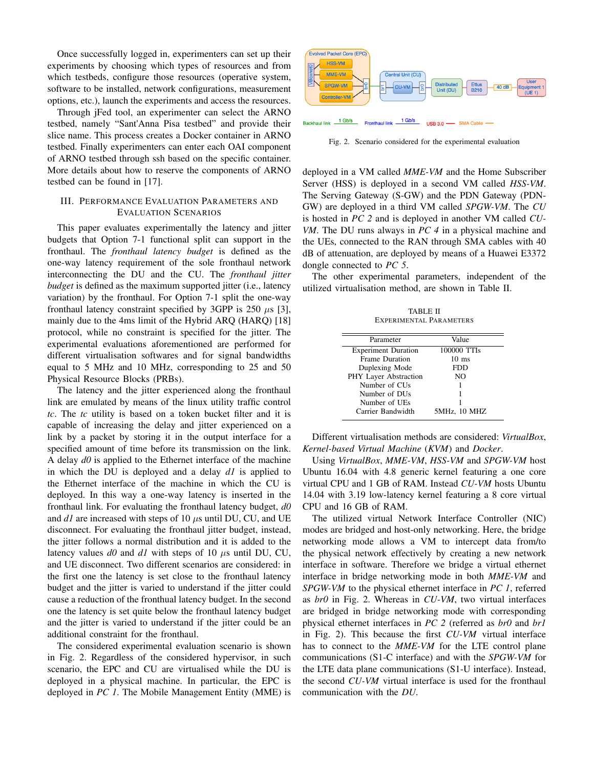Once successfully logged in, experimenters can set up their experiments by choosing which types of resources and from which testbeds, configure those resources (operative system, software to be installed, network configurations, measurement options, etc.), launch the experiments and access the resources.

Through jFed tool, an experimenter can select the ARNO testbed, namely "Sant'Anna Pisa testbed" and provide their slice name. This process creates a Docker container in ARNO testbed. Finally experimenters can enter each OAI component of ARNO testbed through ssh based on the specific container. More details about how to reserve the components of ARNO testbed can be found in [17].

## III. Performance Evaluation Parameters and Evaluation Scenarios

This paper evaluates experimentally the latency and jitter budgets that Option 7-1 functional split can support in the fronthaul. The *fronthaul latency budget* is defined as the one-way latency requirement of the sole fronthaul network interconnecting the DU and the CU. The *fronthaul jitter budget* is defined as the maximum supported jitter (i.e., latency variation) by the fronthaul. For Option 7-1 split the one-way fronthaul latency constraint specified by 3GPP is 250 $\mu$s [3], mainly due to the 4ms limit of the Hybrid ARQ (HARQ) [18] protocol, while no constraint is specified for the jitter. The experimental evaluations aforementioned are performed for different virtualisation softwares and for signal bandwidths equal to 5 MHz and 10 MHz, corresponding to 25 and 50 Physical Resource Blocks (PRBs).

The latency and the jitter experienced along the fronthaul link are emulated by means of the linux utility traffic control *tc*. The *tc* utility is based on a token bucket filter and it is capable of increasing the delay and jitter experienced on a link by a packet by storing it in the output interface for a specified amount of time before its transmission on the link. A delay *d0* is applied to the Ethernet interface of the machine in which the DU is deployed and a delay *d1* is applied to the Ethernet interface of the machine in which the CU is deployed. In this way a one-way latency is inserted in the fronthaul link. For evaluating the fronthaul latency budget, *d0* and *d1* are increased with steps of 10 $\mu$s until DU, CU, and UE disconnect. For evaluating the fronthaul jitter budget, instead, the jitter follows a normal distribution and it is added to the latency values *d0* and *d1* with steps of 10 $\mu$s until DU, CU, and UE disconnect. Two different scenarios are considered: in the first one the latency is set close to the fronthaul latency budget and the jitter is varied to understand if the jitter could cause a reduction of the fronthaul latency budget. In the second one the latency is set quite below the fronthaul latency budget and the jitter is varied to understand if the jitter could be an additional constraint for the fronthaul.

The considered experimental evaluation scenario is shown in Fig. 2. Regardless of the considered hypervisor, in such scenario, the EPC and CU are virtualised while the DU is deployed in a physical machine. In particular, the EPC is deployed in *PC 1*. The Mobile Management Entity (MME) is deployed in a VM called *MME-VM* and the Home Subscriber Server (HSS) is deployed in a second VM called *HSS-VM*. The Serving Gateway (S-GW) and the PDN Gateway (PDN-GW) are deployed in a third VM called *SPGW-VM*. The *CU* is hosted in *PC 2* and is deployed in another VM called *CU-VM*. The DU runs always in *PC 4* in a physical machine and the UEs, connected to the RAN through SMA cables with 40 dB of attenuation, are deployed by means of a Huawei E3372 dongle connected to *PC 5*.

Fig. 2. Scenario considered for the experimental evaluation

The other experimental parameters, independent of the utilized virtualisation method, are shown in Table II.

TABLE II
Experimental Parameters

| Parameter | Value |
|---|---|
| Experiment Duration | 100000 TTIs |
| Frame Duration | 10 ms |
| Duplexing Mode | FDD |
| PHY Layer Abstraction | NO |
| Number of CUs | 1 |
| Number of DUs | 1 |
| Number of UEs | 1 |
| Carrier Bandwidth | 5MHz, 10 MHZ |

Different virtualisation methods are considered: *VirtualBox*, *Kernel-based Virtual Machine* (*KVM*) and *Docker*.

Using *VirtualBox*, *MME-VM*, *HSS-VM* and *SPGW-VM* host Ubuntu 16.04 with 4.8 generic kernel featuring a one core virtual CPU and 1 GB of RAM. Instead *CU-VM* hosts Ubuntu 14.04 with 3.19 low-latency kernel featuring a 8 core virtual CPU and 16 GB of RAM.

The utilized virtual Network Interface Controller (NIC) modes are bridged and host-only networking. Here, the bridge networking mode allows a VM to intercept data from/to the physical network effectively by creating a new network interface in software. Therefore we bridge a virtual ethernet interface in bridge networking mode in both *MME-VM* and *SPGW-VM* to the physical ethernet interface in *PC 1*, referred as *br0* in Fig. 2. Whereas in *CU-VM*, two virtual interfaces are bridged in bridge networking mode with corresponding physical ethernet interfaces in *PC 2* (referred as *br0* and *br1* in Fig. 2). This because the first *CU-VM* virtual interface has to connect to the *MME-VM* for the LTE control plane communications (S1-C interface) and with the *SPGW-VM* for the LTE data plane communications (S1-U interface). Instead, the second *CU-VM* virtual interface is used for the fronthaul communication with the *DU*.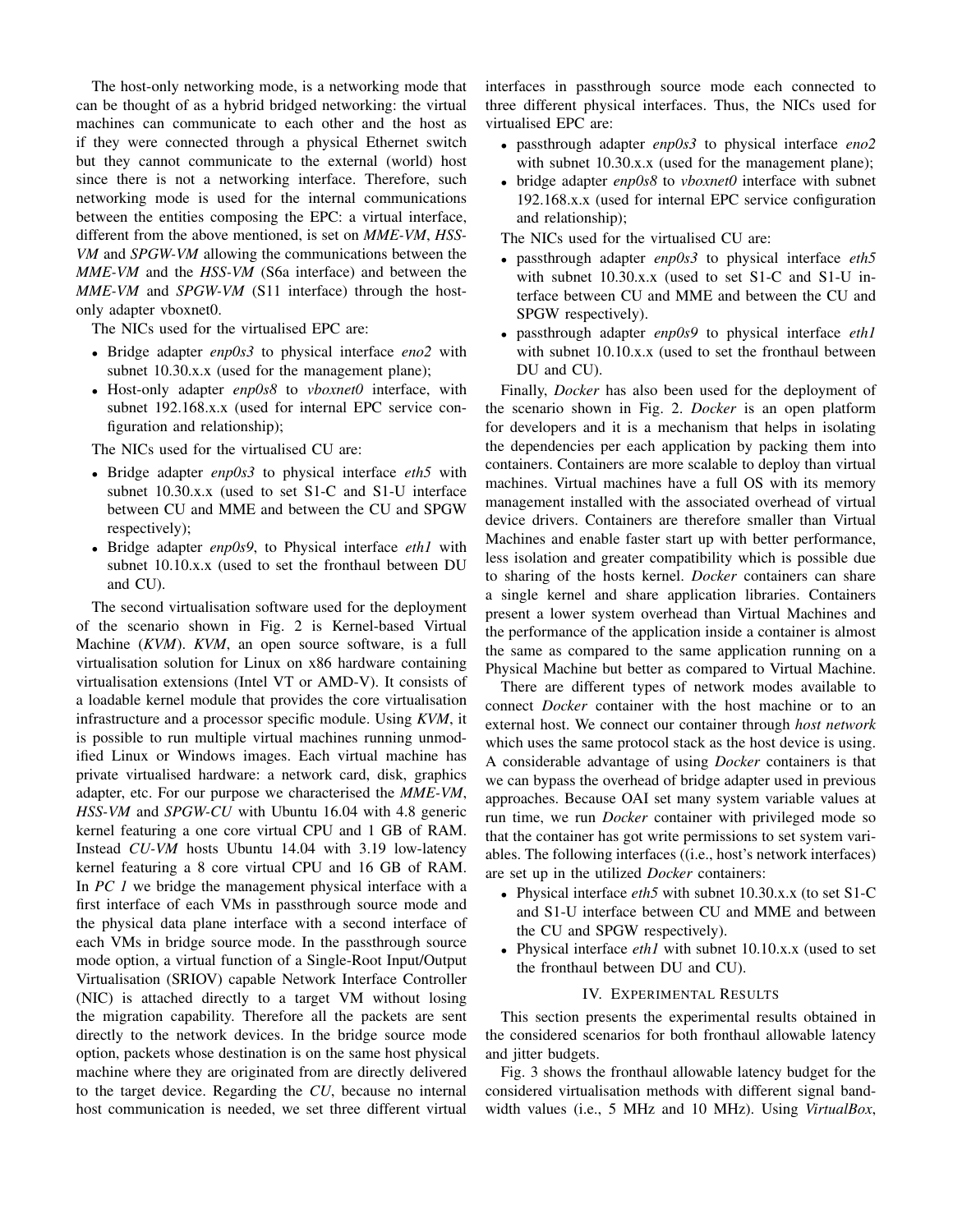The host-only networking mode, is a networking mode that can be thought of as a hybrid bridged networking: the virtual machines can communicate to each other and the host as if they were connected through a physical Ethernet switch but they cannot communicate to the external (world) host since there is not a networking interface. Therefore, such networking mode is used for the internal communications between the entities composing the EPC: a virtual interface, different from the above mentioned, is set on *MME-VM*, *HSS-VM* and *SPGW-VM* allowing the communications between the *MME-VM* and the *HSS-VM* (S6a interface) and between the *MME-VM* and *SPGW-VM* (S11 interface) through the host-only adapter vboxnet0.

The NICs used for the virtualised EPC are:

- Bridge adapter *enp0s3* to physical interface *eno2* with subnet 10.30.x.x (used for the management plane);
- Host-only adapter *enp0s8* to *vboxnet0* interface, with subnet 192.168.x.x (used for internal EPC service configuration and relationship);

The NICs used for the virtualised CU are:

- Bridge adapter *enp0s3* to physical interface *eth5* with subnet 10.30.x.x (used to set S1-C and S1-U interface between CU and MME and between the CU and SPGW respectively);
- Bridge adapter *enp0s9*, to Physical interface *eth1* with subnet 10.10.x.x (used to set the fronthaul between DU and CU).

The second virtualisation software used for the deployment of the scenario shown in Fig. 2 is Kernel-based Virtual Machine (*KVM*). *KVM*, an open source software, is a full virtualisation solution for Linux on x86 hardware containing virtualisation extensions (Intel VT or AMD-V). It consists of a loadable kernel module that provides the core virtualisation infrastructure and a processor specific module. Using *KVM*, it is possible to run multiple virtual machines running unmodified Linux or Windows images. Each virtual machine has private virtualised hardware: a network card, disk, graphics adapter, etc. For our purpose we characterised the *MME-VM*, *HSS-VM* and *SPGW-CU* with Ubuntu 16.04 with 4.8 generic kernel featuring a one core virtual CPU and 1 GB of RAM. Instead *CU-VM* hosts Ubuntu 14.04 with 3.19 low-latency kernel featuring a 8 core virtual CPU and 16 GB of RAM. In *PC 1* we bridge the management physical interface with a first interface of each VMs in passthrough source mode and the physical data plane interface with a second interface of each VMs in bridge source mode. In the passthrough source mode option, a virtual function of a Single-Root Input/Output Virtualisation (SRIOV) capable Network Interface Controller (NIC) is attached directly to a target VM without losing the migration capability. Therefore all the packets are sent directly to the network devices. In the bridge source mode option, packets whose destination is on the same host physical machine where they are originated from are directly delivered to the target device. Regarding the *CU*, because no internal host communication is needed, we set three different virtual interfaces in passthrough source mode each connected to three different physical interfaces. Thus, the NICs used for virtualised EPC are:

- passthrough adapter *enp0s3* to physical interface *eno2* with subnet 10.30.x.x (used for the management plane);
- bridge adapter *enp0s8* to *vboxnet0* interface with subnet 192.168.x.x (used for internal EPC service configuration and relationship);

The NICs used for the virtualised CU are:

- passthrough adapter *enp0s3* to physical interface *eth5* with subnet 10.30.x.x (used to set S1-C and S1-U interface between CU and MME and between the CU and SPGW respectively).
- passthrough adapter *enp0s9* to physical interface *eth1* with subnet 10.10.x.x (used to set the fronthaul between DU and CU).

Finally, *Docker* has also been used for the deployment of the scenario shown in Fig. 2. *Docker* is an open platform for developers and it is a mechanism that helps in isolating the dependencies per each application by packing them into containers. Containers are more scalable to deploy than virtual machines. Virtual machines have a full OS with its memory management installed with the associated overhead of virtual device drivers. Containers are therefore smaller than Virtual Machines and enable faster start up with better performance, less isolation and greater compatibility which is possible due to sharing of the hosts kernel. *Docker* containers can share a single kernel and share application libraries. Containers present a lower system overhead than Virtual Machines and the performance of the application inside a container is almost the same as compared to the same application running on a Physical Machine but better as compared to Virtual Machine.

There are different types of network modes available to connect *Docker* container with the host machine or to an external host. We connect our container through *host network* which uses the same protocol stack as the host device is using. A considerable advantage of using *Docker* containers is that we can bypass the overhead of bridge adapter used in previous approaches. Because OAI set many system variable values at run time, we run *Docker* container with privileged mode so that the container has got write permissions to set system variables. The following interfaces ((i.e., host's network interfaces) are set up in the utilized *Docker* containers:

- Physical interface *eth5* with subnet 10.30.x.x (to set S1-C and S1-U interface between CU and MME and between the CU and SPGW respectively).
- Physical interface *eth1* with subnet 10.10.x.x (used to set the fronthaul between DU and CU).

## IV. Experimental Results

This section presents the experimental results obtained in the considered scenarios for both fronthaul allowable latency and jitter budgets.

Fig. 3 shows the fronthaul allowable latency budget for the considered virtualisation methods with different signal bandwidth values (i.e., 5 MHz and 10 MHz). Using *VirtualBox*,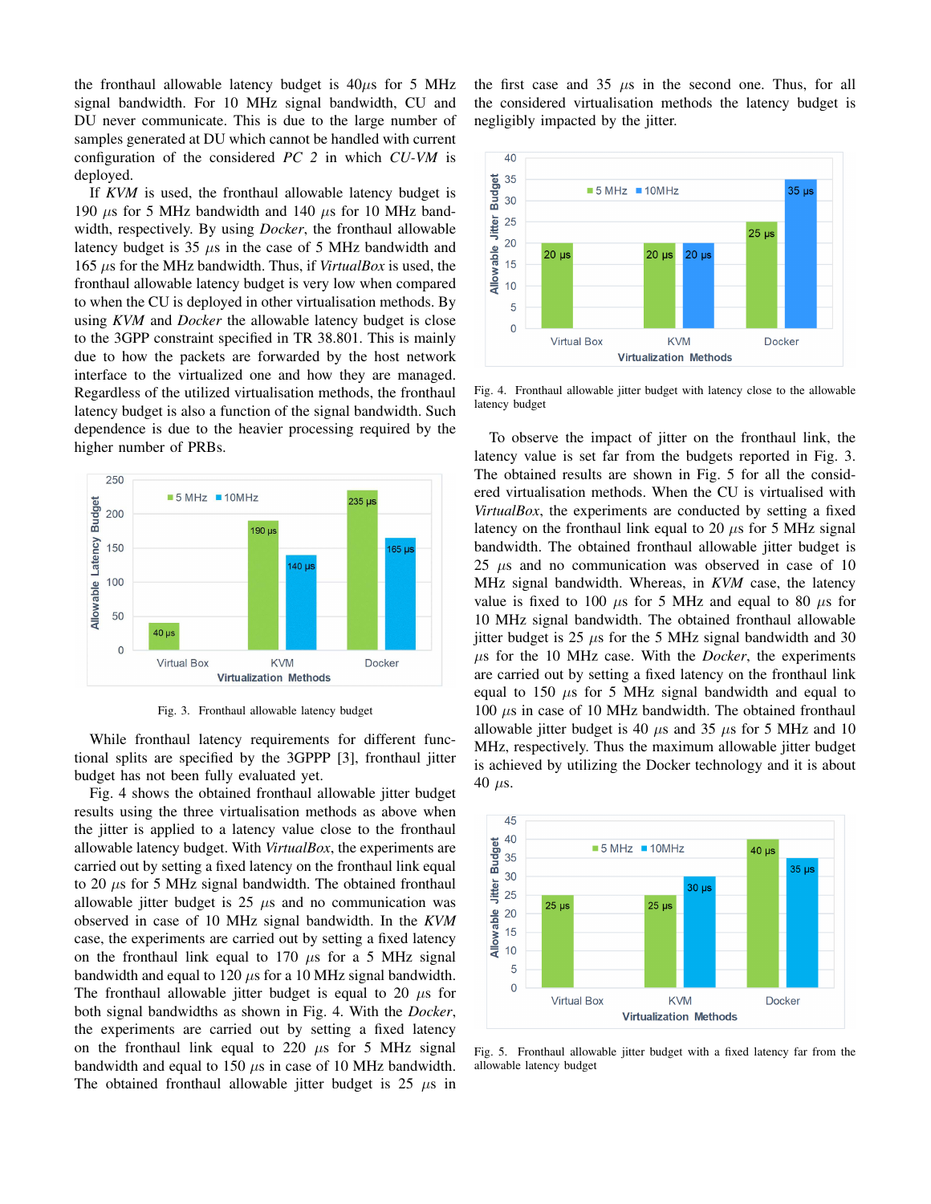the fronthaul allowable latency budget is 40$\mu$s for 5 MHz signal bandwidth. For 10 MHz signal bandwidth, CU and DU never communicate. This is due to the large number of samples generated at DU which cannot be handled with current configuration of the considered *PC 2* in which *CU-VM* is deployed.

If *KVM* is used, the fronthaul allowable latency budget is 190 $\mu$s for 5 MHz bandwidth and 140 $\mu$s for 10 MHz bandwidth, respectively. By using *Docker*, the fronthaul allowable latency budget is 35 $\mu$s in the case of 5 MHz bandwidth and 165 $\mu$s for the MHz bandwidth. Thus, if *VirtualBox* is used, the fronthaul allowable latency budget is very low when compared to when the CU is deployed in other virtualisation methods. By using *KVM* and *Docker* the allowable latency budget is close to the 3GPP constraint specified in TR 38.801. This is mainly due to how the packets are forwarded by the host network interface to the virtualized one and how they are managed. Regardless of the utilized virtualisation methods, the fronthaul latency budget is also a function of the signal bandwidth. Such dependence is due to the heavier processing required by the higher number of PRBs.

Fig. 3. Fronthaul allowable latency budget

While fronthaul latency requirements for different functional splits are specified by the 3GPPP [3], fronthaul jitter budget has not been fully evaluated yet.

Fig. 4 shows the obtained fronthaul allowable jitter budget results using the three virtualisation methods as above when the jitter is applied to a latency value close to the fronthaul allowable latency budget. With *VirtualBox*, the experiments are carried out by setting a fixed latency on the fronthaul link equal to 20 $\mu$s for 5 MHz signal bandwidth. The obtained fronthaul allowable jitter budget is 25 $\mu$s and no communication was observed in case of 10 MHz signal bandwidth. In the *KVM* case, the experiments are carried out by setting a fixed latency on the fronthaul link equal to 170 $\mu$s for a 5 MHz signal bandwidth and equal to 120 $\mu$s for a 10 MHz signal bandwidth. The fronthaul allowable jitter budget is equal to 20 $\mu$s for both signal bandwidths as shown in Fig. 4. With the *Docker*, the experiments are carried out by setting a fixed latency on the fronthaul link equal to 220 $\mu$s for 5 MHz signal bandwidth and equal to 150 $\mu$s in case of 10 MHz bandwidth. The obtained fronthaul allowable jitter budget is 25 $\mu$s in the first case and 35 $\mu$s in the second one. Thus, for all the considered virtualisation methods the latency budget is negligibly impacted by the jitter.

Fig. 4. Fronthaul allowable jitter budget with latency close to the allowable latency budget

To observe the impact of jitter on the fronthaul link, the latency value is set far from the budgets reported in Fig. 3. The obtained results are shown in Fig. 5 for all the considered virtualisation methods. When the CU is virtualised with *VirtualBox*, the experiments are conducted by setting a fixed latency on the fronthaul link equal to 20 $\mu$s for 5 MHz signal bandwidth. The obtained fronthaul allowable jitter budget is 25 $\mu$s and no communication was observed in case of 10 MHz signal bandwidth. Whereas, in *KVM* case, the latency value is fixed to 100 $\mu$s for 5 MHz and equal to 80 $\mu$s for 10 MHz signal bandwidth. The obtained fronthaul allowable jitter budget is 25 $\mu$s for the 5 MHz signal bandwidth and 30 $\mu$s for the 10 MHz case. With the *Docker*, the experiments are carried out by setting a fixed latency on the fronthaul link equal to 150 $\mu$s for 5 MHz signal bandwidth and equal to 100 $\mu$s in case of 10 MHz bandwidth. The obtained fronthaul allowable jitter budget is 40 $\mu$s and 35 $\mu$s for 5 MHz and 10 MHz, respectively. Thus the maximum allowable jitter budget is achieved by utilizing the Docker technology and it is about 40 $\mu$s.

Fig. 5. Fronthaul allowable jitter budget with a fixed latency far from the allowable latency budget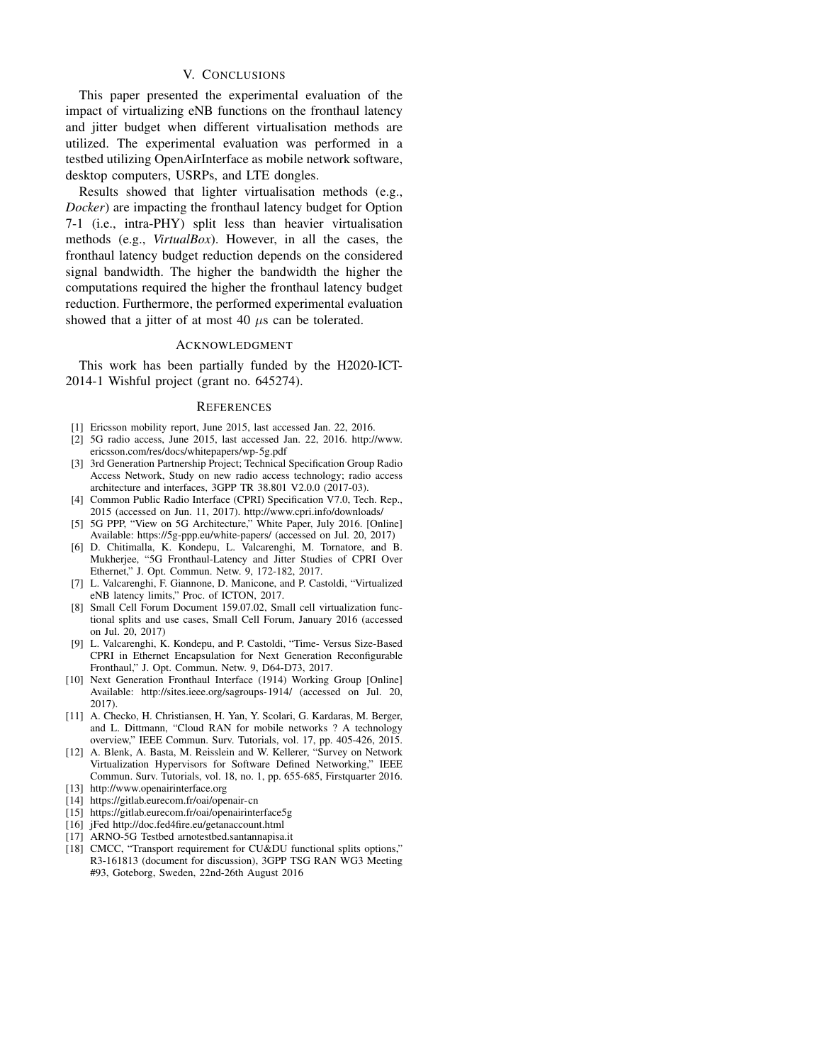## V. Conclusions

This paper presented the experimental evaluation of the impact of virtualizing eNB functions on the fronthaul latency and jitter budget when different virtualisation methods are utilized. The experimental evaluation was performed in a testbed utilizing OpenAirInterface as mobile network software, desktop computers, USRPs, and LTE dongles.

Results showed that lighter virtualisation methods (e.g., *Docker*) are impacting the fronthaul latency budget for Option 7-1 (i.e., intra-PHY) split less than heavier virtualisation methods (e.g., *VirtualBox*). However, in all the cases, the fronthaul latency budget reduction depends on the considered signal bandwidth. The higher the bandwidth the higher the computations required the higher the fronthaul latency budget reduction. Furthermore, the performed experimental evaluation showed that a jitter of at most 40 $\mu$s can be tolerated.

## Acknowledgment

This work has been partially funded by the H2020-ICT-2014-1 Wishful project (grant no. 645274).

## References

[1] Ericsson mobility report, June 2015, last accessed Jan. 22, 2016.

[2] 5G radio access, June 2015, last accessed Jan. 22, 2016. http://www.ericsson.com/res/docs/whitepapers/wp-5g.pdf

[3] 3rd Generation Partnership Project; Technical Specification Group Radio Access Network, Study on new radio access technology; radio access architecture and interfaces, 3GPP TR 38.801 V2.0.0 (2017-03).

[4] Common Public Radio Interface (CPRI) Specification V7.0, Tech. Rep., 2015 (accessed on Jun. 11, 2017). http://www.cpri.info/downloads/

[5] 5G PPP, "View on 5G Architecture," White Paper, July 2016. [Online] Available: https://5g-ppp.eu/white-papers/ (accessed on Jul. 20, 2017)

[6] D. Chitimalla, K. Kondepu, L. Valcarenghi, M. Tornatore, and B. Mukherjee, "5G Fronthaul-Latency and Jitter Studies of CPRI Over Ethernet," J. Opt. Commun. Netw. 9, 172-182, 2017.

[7] L. Valcarenghi, F. Giannone, D. Manicone, and P. Castoldi, "Virtualized eNB latency limits," Proc. of ICTON, 2017.

[8] Small Cell Forum Document 159.07.02, Small cell virtualization functional splits and use cases, Small Cell Forum, January 2016 (accessed on Jul. 20, 2017)

[9] L. Valcarenghi, K. Kondepu, and P. Castoldi, "Time- Versus Size-Based CPRI in Ethernet Encapsulation for Next Generation Reconfigurable Fronthaul," J. Opt. Commun. Netw. 9, D64-D73, 2017.

[10] Next Generation Fronthaul Interface (1914) Working Group [Online] Available: http://sites.ieee.org/sagroups-1914/ (accessed on Jul. 20, 2017).

[11] A. Checko, H. Christiansen, H. Yan, Y. Scolari, G. Kardaras, M. Berger, and L. Dittmann, "Cloud RAN for mobile networks ? A technology overview," IEEE Commun. Surv. Tutorials, vol. 17, pp. 405-426, 2015.

[12] A. Blenk, A. Basta, M. Reisslein and W. Kellerer, "Survey on Network Virtualization Hypervisors for Software Defined Networking," IEEE Commun. Surv. Tutorials, vol. 18, no. 1, pp. 655-685, Firstquarter 2016.

[13] http://www.openairinterface.org

[14] https://gitlab.eurecom.fr/oai/openair-cn

[15] https://gitlab.eurecom.fr/oai/openairinterface5g

[16] jFed http://doc.fed4fire.eu/getanaccount.html

[17] ARNO-5G Testbed arnotestbed.santannapisa.it

[18] CMCC, "Transport requirement for CU&DU functional splits options," R3-161813 (document for discussion), 3GPP TSG RAN WG3 Meeting #93, Goteborg, Sweden, 22nd-26th August 2016